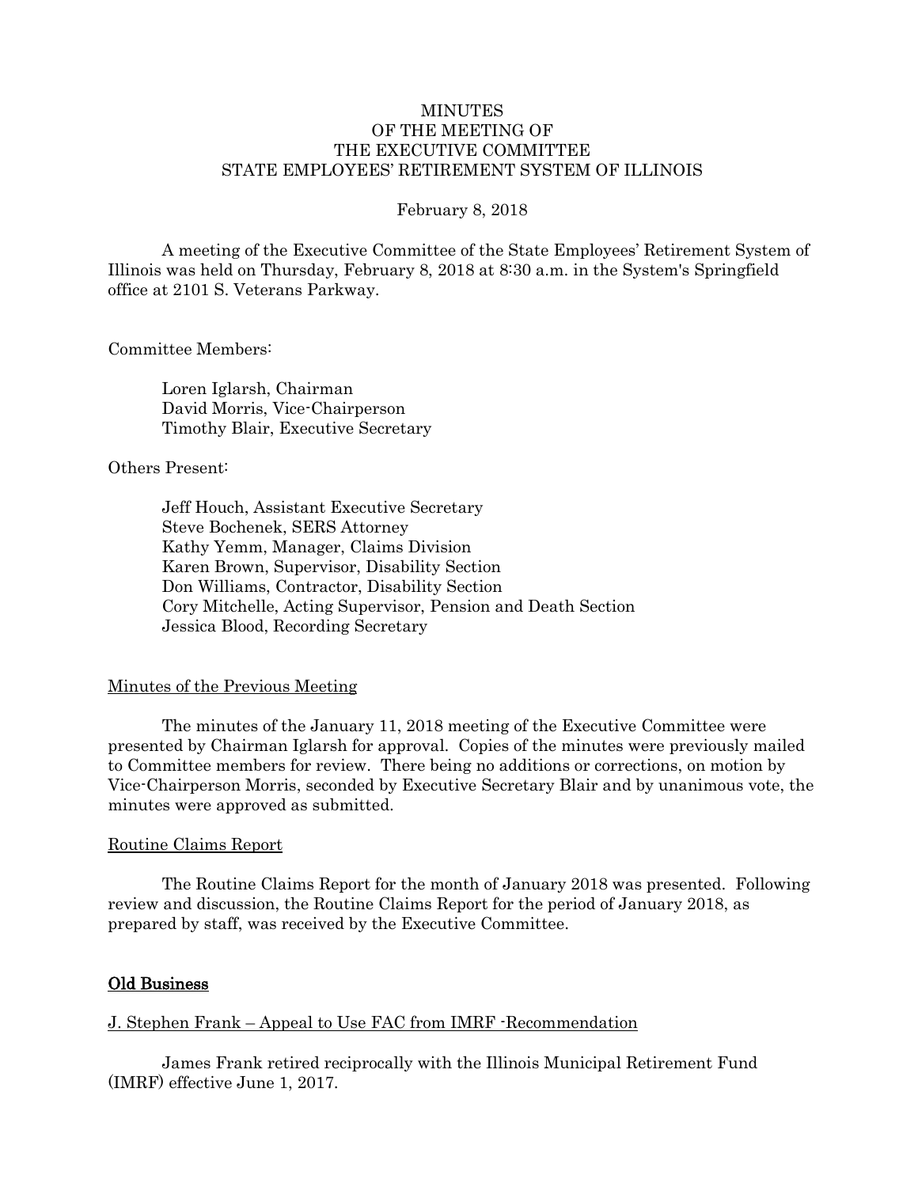MINUTES
OF THE MEETING OF
THE EXECUTIVE COMMITTEE
STATE EMPLOYEES' RETIREMENT SYSTEM OF ILLINOIS

February 8, 2018

A meeting of the Executive Committee of the State Employees' Retirement System of Illinois was held on Thursday, February 8, 2018 at 8:30 a.m. in the System's Springfield office at 2101 S. Veterans Parkway.

Committee Members:

Loren Iglarsh, Chairman
David Morris, Vice-Chairperson
Timothy Blair, Executive Secretary

Others Present:

Jeff Houch, Assistant Executive Secretary
Steve Bochenek, SERS Attorney
Kathy Yemm, Manager, Claims Division
Karen Brown, Supervisor, Disability Section
Don Williams, Contractor, Disability Section
Cory Mitchelle, Acting Supervisor, Pension and Death Section
Jessica Blood, Recording Secretary

Minutes of the Previous Meeting

The minutes of the January 11, 2018 meeting of the Executive Committee were presented by Chairman Iglarsh for approval. Copies of the minutes were previously mailed to Committee members for review. There being no additions or corrections, on motion by Vice-Chairperson Morris, seconded by Executive Secretary Blair and by unanimous vote, the minutes were approved as submitted.

Routine Claims Report

The Routine Claims Report for the month of January 2018 was presented. Following review and discussion, the Routine Claims Report for the period of January 2018, as prepared by staff, was received by the Executive Committee.

**Old Business**

J. Stephen Frank – Appeal to Use FAC from IMRF -Recommendation

James Frank retired reciprocally with the Illinois Municipal Retirement Fund (IMRF) effective June 1, 2017.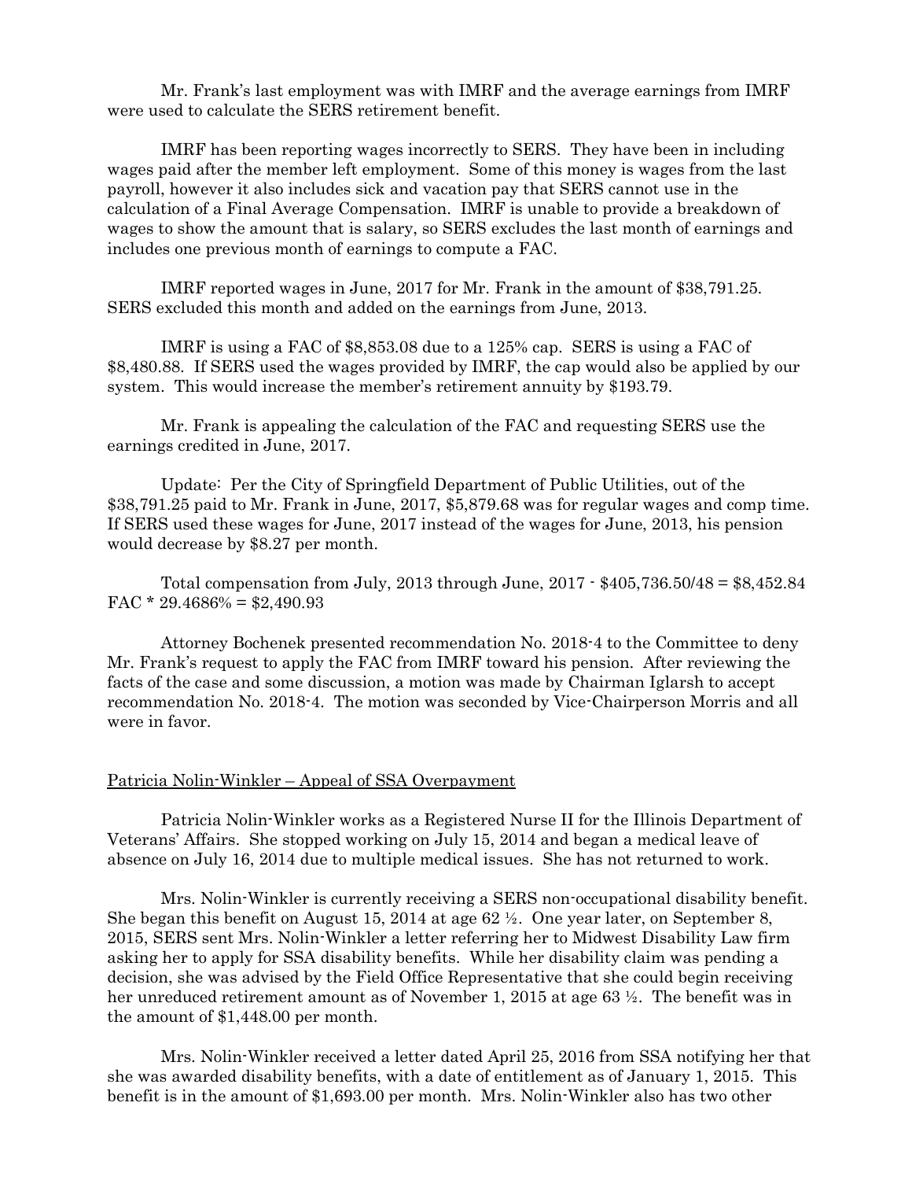Mr. Frank's last employment was with IMRF and the average earnings from IMRF were used to calculate the SERS retirement benefit.

IMRF has been reporting wages incorrectly to SERS. They have been in including wages paid after the member left employment. Some of this money is wages from the last payroll, however it also includes sick and vacation pay that SERS cannot use in the calculation of a Final Average Compensation. IMRF is unable to provide a breakdown of wages to show the amount that is salary, so SERS excludes the last month of earnings and includes one previous month of earnings to compute a FAC.

IMRF reported wages in June, 2017 for Mr. Frank in the amount of $38,791.25. SERS excluded this month and added on the earnings from June, 2013.

IMRF is using a FAC of $8,853.08 due to a 125% cap. SERS is using a FAC of $8,480.88. If SERS used the wages provided by IMRF, the cap would also be applied by our system. This would increase the member's retirement annuity by $193.79.

Mr. Frank is appealing the calculation of the FAC and requesting SERS use the earnings credited in June, 2017.

Update: Per the City of Springfield Department of Public Utilities, out of the $38,791.25 paid to Mr. Frank in June, 2017, $5,879.68 was for regular wages and comp time. If SERS used these wages for June, 2017 instead of the wages for June, 2013, his pension would decrease by $8.27 per month.

Total compensation from July, 2013 through June, 2017 - $405,736.50/48 = $8,452.84 FAC * 29.4686% = $2,490.93

Attorney Bochenek presented recommendation No. 2018-4 to the Committee to deny Mr. Frank's request to apply the FAC from IMRF toward his pension. After reviewing the facts of the case and some discussion, a motion was made by Chairman Iglarsh to accept recommendation No. 2018-4. The motion was seconded by Vice-Chairperson Morris and all were in favor.

Patricia Nolin-Winkler – Appeal of SSA Overpayment

Patricia Nolin-Winkler works as a Registered Nurse II for the Illinois Department of Veterans' Affairs. She stopped working on July 15, 2014 and began a medical leave of absence on July 16, 2014 due to multiple medical issues. She has not returned to work.

Mrs. Nolin-Winkler is currently receiving a SERS non-occupational disability benefit. She began this benefit on August 15, 2014 at age 62 ½. One year later, on September 8, 2015, SERS sent Mrs. Nolin-Winkler a letter referring her to Midwest Disability Law firm asking her to apply for SSA disability benefits. While her disability claim was pending a decision, she was advised by the Field Office Representative that she could begin receiving her unreduced retirement amount as of November 1, 2015 at age 63 ½. The benefit was in the amount of $1,448.00 per month.

Mrs. Nolin-Winkler received a letter dated April 25, 2016 from SSA notifying her that she was awarded disability benefits, with a date of entitlement as of January 1, 2015. This benefit is in the amount of $1,693.00 per month. Mrs. Nolin-Winkler also has two other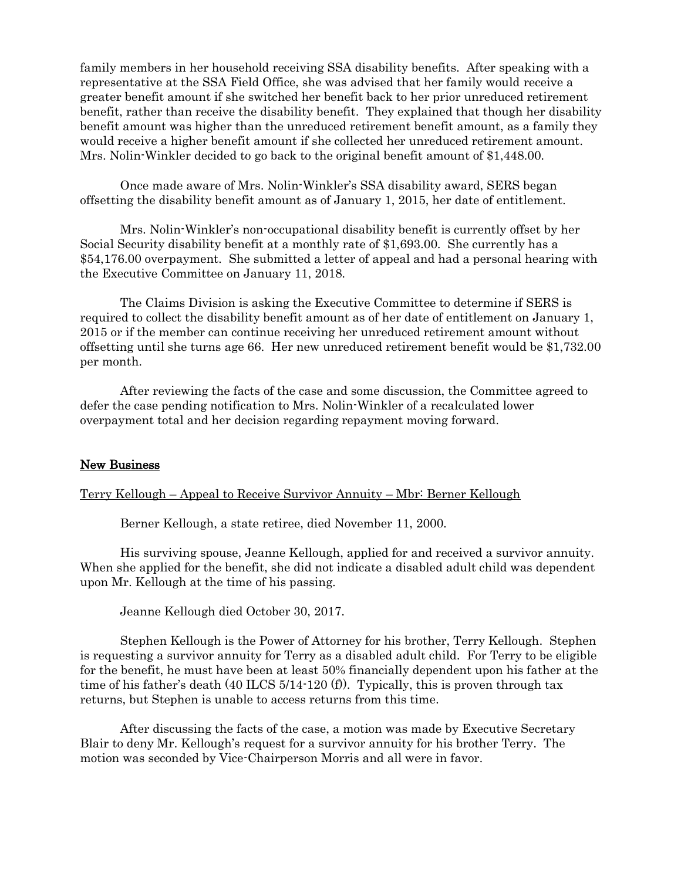family members in her household receiving SSA disability benefits. After speaking with a representative at the SSA Field Office, she was advised that her family would receive a greater benefit amount if she switched her benefit back to her prior unreduced retirement benefit, rather than receive the disability benefit. They explained that though her disability benefit amount was higher than the unreduced retirement benefit amount, as a family they would receive a higher benefit amount if she collected her unreduced retirement amount. Mrs. Nolin-Winkler decided to go back to the original benefit amount of $1,448.00.

Once made aware of Mrs. Nolin-Winkler's SSA disability award, SERS began offsetting the disability benefit amount as of January 1, 2015, her date of entitlement.

Mrs. Nolin-Winkler's non-occupational disability benefit is currently offset by her Social Security disability benefit at a monthly rate of $1,693.00. She currently has a $54,176.00 overpayment. She submitted a letter of appeal and had a personal hearing with the Executive Committee on January 11, 2018.

The Claims Division is asking the Executive Committee to determine if SERS is required to collect the disability benefit amount as of her date of entitlement on January 1, 2015 or if the member can continue receiving her unreduced retirement amount without offsetting until she turns age 66. Her new unreduced retirement benefit would be $1,732.00 per month.

After reviewing the facts of the case and some discussion, the Committee agreed to defer the case pending notification to Mrs. Nolin-Winkler of a recalculated lower overpayment total and her decision regarding repayment moving forward.

## New Business

Terry Kellough – Appeal to Receive Survivor Annuity – Mbr: Berner Kellough

Berner Kellough, a state retiree, died November 11, 2000.

His surviving spouse, Jeanne Kellough, applied for and received a survivor annuity. When she applied for the benefit, she did not indicate a disabled adult child was dependent upon Mr. Kellough at the time of his passing.

Jeanne Kellough died October 30, 2017.

Stephen Kellough is the Power of Attorney for his brother, Terry Kellough. Stephen is requesting a survivor annuity for Terry as a disabled adult child. For Terry to be eligible for the benefit, he must have been at least 50% financially dependent upon his father at the time of his father's death (40 ILCS 5/14-120 (f)). Typically, this is proven through tax returns, but Stephen is unable to access returns from this time.

After discussing the facts of the case, a motion was made by Executive Secretary Blair to deny Mr. Kellough's request for a survivor annuity for his brother Terry. The motion was seconded by Vice-Chairperson Morris and all were in favor.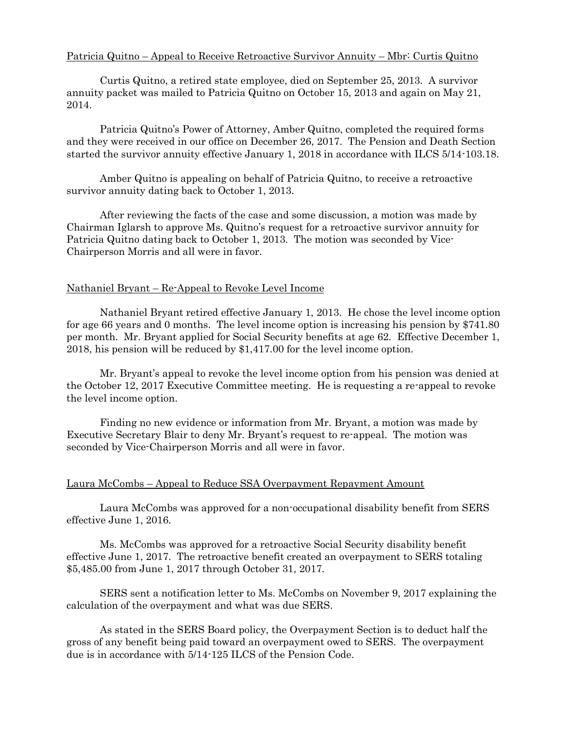Patricia Quitno – Appeal to Receive Retroactive Survivor Annuity – Mbr: Curtis Quitno

Curtis Quitno, a retired state employee, died on September 25, 2013. A survivor annuity packet was mailed to Patricia Quitno on October 15, 2013 and again on May 21, 2014.

Patricia Quitno's Power of Attorney, Amber Quitno, completed the required forms and they were received in our office on December 26, 2017. The Pension and Death Section started the survivor annuity effective January 1, 2018 in accordance with ILCS 5/14-103.18.

Amber Quitno is appealing on behalf of Patricia Quitno, to receive a retroactive survivor annuity dating back to October 1, 2013.

After reviewing the facts of the case and some discussion, a motion was made by Chairman Iglarsh to approve Ms. Quitno's request for a retroactive survivor annuity for Patricia Quitno dating back to October 1, 2013. The motion was seconded by Vice-Chairperson Morris and all were in favor.

Nathaniel Bryant – Re-Appeal to Revoke Level Income

Nathaniel Bryant retired effective January 1, 2013. He chose the level income option for age 66 years and 0 months. The level income option is increasing his pension by $741.80 per month. Mr. Bryant applied for Social Security benefits at age 62. Effective December 1, 2018, his pension will be reduced by $1,417.00 for the level income option.

Mr. Bryant's appeal to revoke the level income option from his pension was denied at the October 12, 2017 Executive Committee meeting. He is requesting a re-appeal to revoke the level income option.

Finding no new evidence or information from Mr. Bryant, a motion was made by Executive Secretary Blair to deny Mr. Bryant's request to re-appeal. The motion was seconded by Vice-Chairperson Morris and all were in favor.

Laura McCombs – Appeal to Reduce SSA Overpayment Repayment Amount

Laura McCombs was approved for a non-occupational disability benefit from SERS effective June 1, 2016.

Ms. McCombs was approved for a retroactive Social Security disability benefit effective June 1, 2017. The retroactive benefit created an overpayment to SERS totaling $5,485.00 from June 1, 2017 through October 31, 2017.

SERS sent a notification letter to Ms. McCombs on November 9, 2017 explaining the calculation of the overpayment and what was due SERS.

As stated in the SERS Board policy, the Overpayment Section is to deduct half the gross of any benefit being paid toward an overpayment owed to SERS. The overpayment due is in accordance with 5/14-125 ILCS of the Pension Code.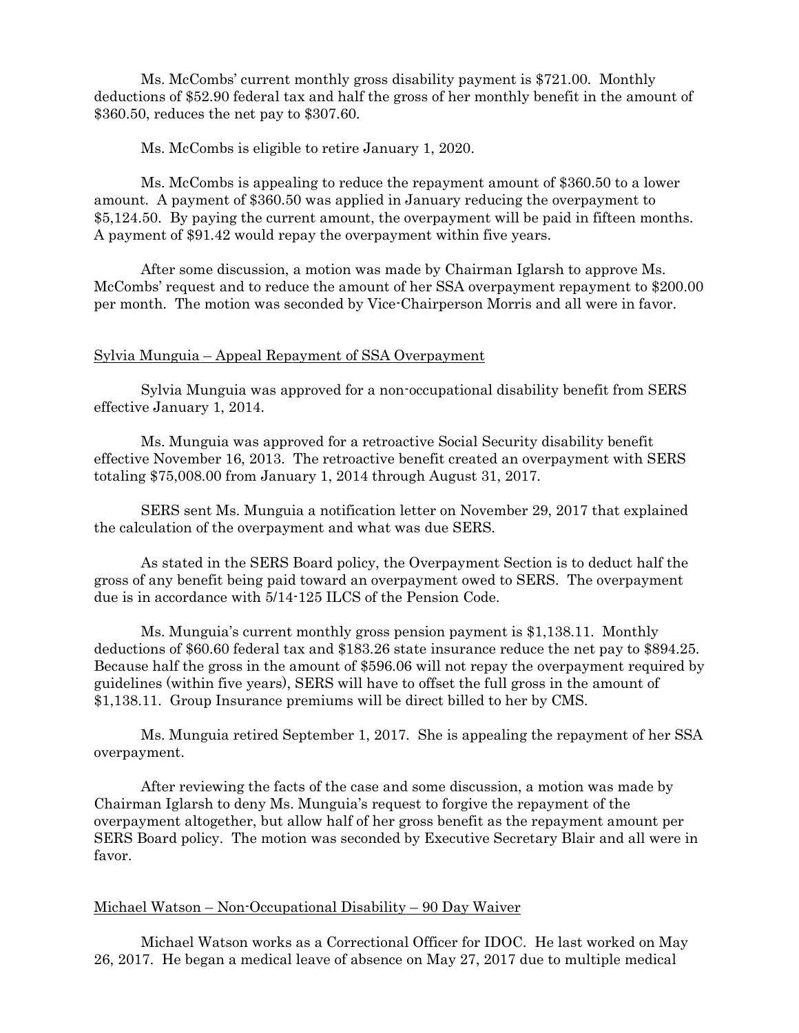Ms. McCombs' current monthly gross disability payment is $721.00. Monthly deductions of $52.90 federal tax and half the gross of her monthly benefit in the amount of $360.50, reduces the net pay to $307.60.

Ms. McCombs is eligible to retire January 1, 2020.

Ms. McCombs is appealing to reduce the repayment amount of $360.50 to a lower amount. A payment of $360.50 was applied in January reducing the overpayment to $5,124.50. By paying the current amount, the overpayment will be paid in fifteen months. A payment of $91.42 would repay the overpayment within five years.

After some discussion, a motion was made by Chairman Iglarsh to approve Ms. McCombs' request and to reduce the amount of her SSA overpayment repayment to $200.00 per month. The motion was seconded by Vice-Chairperson Morris and all were in favor.

<u>Sylvia Munguia – Appeal Repayment of SSA Overpayment</u>

Sylvia Munguia was approved for a non-occupational disability benefit from SERS effective January 1, 2014.

Ms. Munguia was approved for a retroactive Social Security disability benefit effective November 16, 2013. The retroactive benefit created an overpayment with SERS totaling $75,008.00 from January 1, 2014 through August 31, 2017.

SERS sent Ms. Munguia a notification letter on November 29, 2017 that explained the calculation of the overpayment and what was due SERS.

As stated in the SERS Board policy, the Overpayment Section is to deduct half the gross of any benefit being paid toward an overpayment owed to SERS. The overpayment due is in accordance with 5/14-125 ILCS of the Pension Code.

Ms. Munguia's current monthly gross pension payment is $1,138.11. Monthly deductions of $60.60 federal tax and $183.26 state insurance reduce the net pay to $894.25. Because half the gross in the amount of $596.06 will not repay the overpayment required by guidelines (within five years), SERS will have to offset the full gross in the amount of $1,138.11. Group Insurance premiums will be direct billed to her by CMS.

Ms. Munguia retired September 1, 2017. She is appealing the repayment of her SSA overpayment.

After reviewing the facts of the case and some discussion, a motion was made by Chairman Iglarsh to deny Ms. Munguia's request to forgive the repayment of the overpayment altogether, but allow half of her gross benefit as the repayment amount per SERS Board policy. The motion was seconded by Executive Secretary Blair and all were in favor.

<u>Michael Watson – Non-Occupational Disability – 90 Day Waiver</u>

Michael Watson works as a Correctional Officer for IDOC. He last worked on May 26, 2017. He began a medical leave of absence on May 27, 2017 due to multiple medical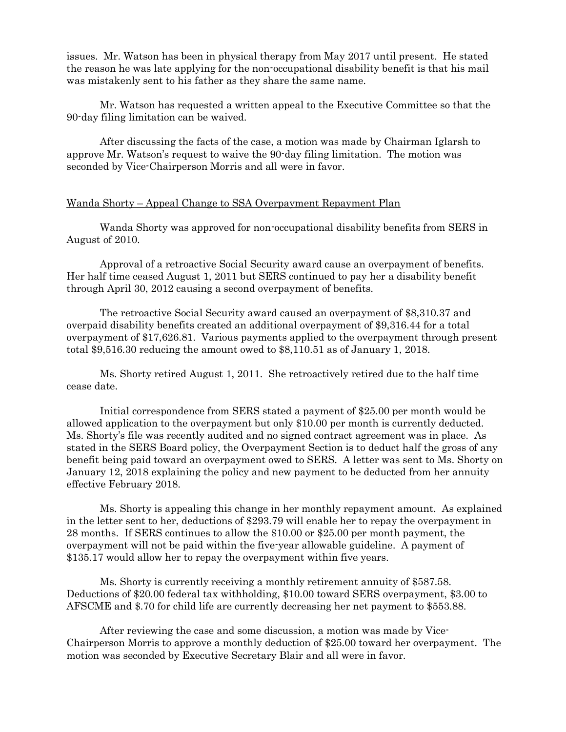issues. Mr. Watson has been in physical therapy from May 2017 until present. He stated the reason he was late applying for the non-occupational disability benefit is that his mail was mistakenly sent to his father as they share the same name.

Mr. Watson has requested a written appeal to the Executive Committee so that the 90-day filing limitation can be waived.

After discussing the facts of the case, a motion was made by Chairman Iglarsh to approve Mr. Watson's request to waive the 90-day filing limitation. The motion was seconded by Vice-Chairperson Morris and all were in favor.

<u>Wanda Shorty – Appeal Change to SSA Overpayment Repayment Plan</u>

Wanda Shorty was approved for non-occupational disability benefits from SERS in August of 2010.

Approval of a retroactive Social Security award cause an overpayment of benefits. Her half time ceased August 1, 2011 but SERS continued to pay her a disability benefit through April 30, 2012 causing a second overpayment of benefits.

The retroactive Social Security award caused an overpayment of $8,310.37 and overpaid disability benefits created an additional overpayment of $9,316.44 for a total overpayment of $17,626.81. Various payments applied to the overpayment through present total $9,516.30 reducing the amount owed to $8,110.51 as of January 1, 2018.

Ms. Shorty retired August 1, 2011. She retroactively retired due to the half time cease date.

Initial correspondence from SERS stated a payment of $25.00 per month would be allowed application to the overpayment but only $10.00 per month is currently deducted. Ms. Shorty's file was recently audited and no signed contract agreement was in place. As stated in the SERS Board policy, the Overpayment Section is to deduct half the gross of any benefit being paid toward an overpayment owed to SERS. A letter was sent to Ms. Shorty on January 12, 2018 explaining the policy and new payment to be deducted from her annuity effective February 2018.

Ms. Shorty is appealing this change in her monthly repayment amount. As explained in the letter sent to her, deductions of $293.79 will enable her to repay the overpayment in 28 months. If SERS continues to allow the $10.00 or $25.00 per month payment, the overpayment will not be paid within the five-year allowable guideline. A payment of $135.17 would allow her to repay the overpayment within five years.

Ms. Shorty is currently receiving a monthly retirement annuity of $587.58. Deductions of $20.00 federal tax withholding, $10.00 toward SERS overpayment, $3.00 to AFSCME and $.70 for child life are currently decreasing her net payment to $553.88.

After reviewing the case and some discussion, a motion was made by Vice-Chairperson Morris to approve a monthly deduction of $25.00 toward her overpayment. The motion was seconded by Executive Secretary Blair and all were in favor.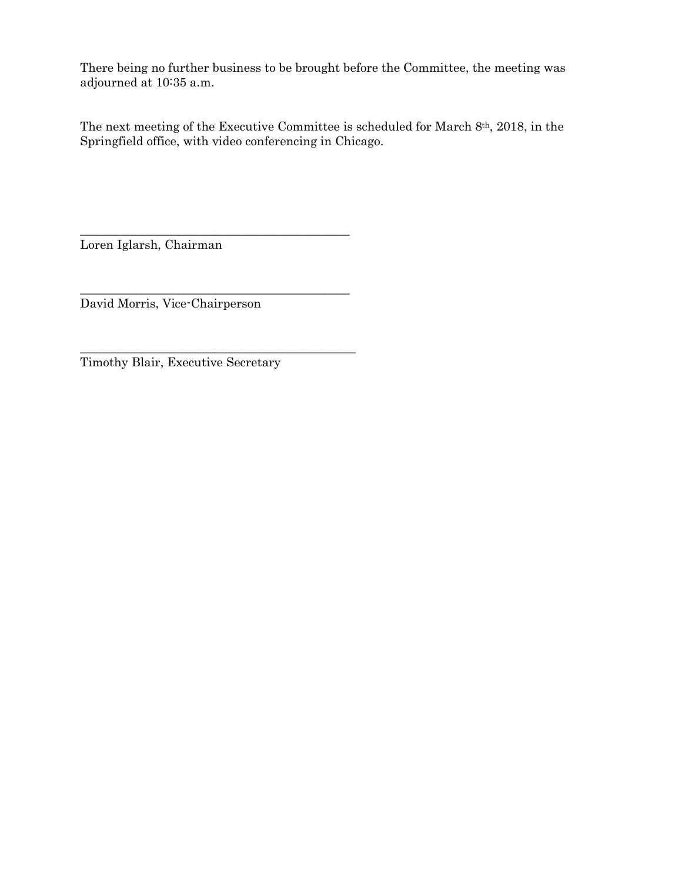There being no further business to be brought before the Committee, the meeting was adjourned at 10:35 a.m.

The next meeting of the Executive Committee is scheduled for March 8th, 2018, in the Springfield office, with video conferencing in Chicago.

\_\_\_\_\_\_\_\_\_\_\_\_\_\_\_\_\_\_\_\_\_\_\_\_\_\_\_\_\_\_\_\_\_\_\_\_\_\_\_\_\_\_\_\_

Loren Iglarsh, Chairman

\_\_\_\_\_\_\_\_\_\_\_\_\_\_\_\_\_\_\_\_\_\_\_\_\_\_\_\_\_\_\_\_\_\_\_\_\_\_\_\_\_\_\_\_

David Morris, Vice-Chairperson

\_\_\_\_\_\_\_\_\_\_\_\_\_\_\_\_\_\_\_\_\_\_\_\_\_\_\_\_\_\_\_\_\_\_\_\_\_\_\_\_\_\_\_\_

Timothy Blair, Executive Secretary